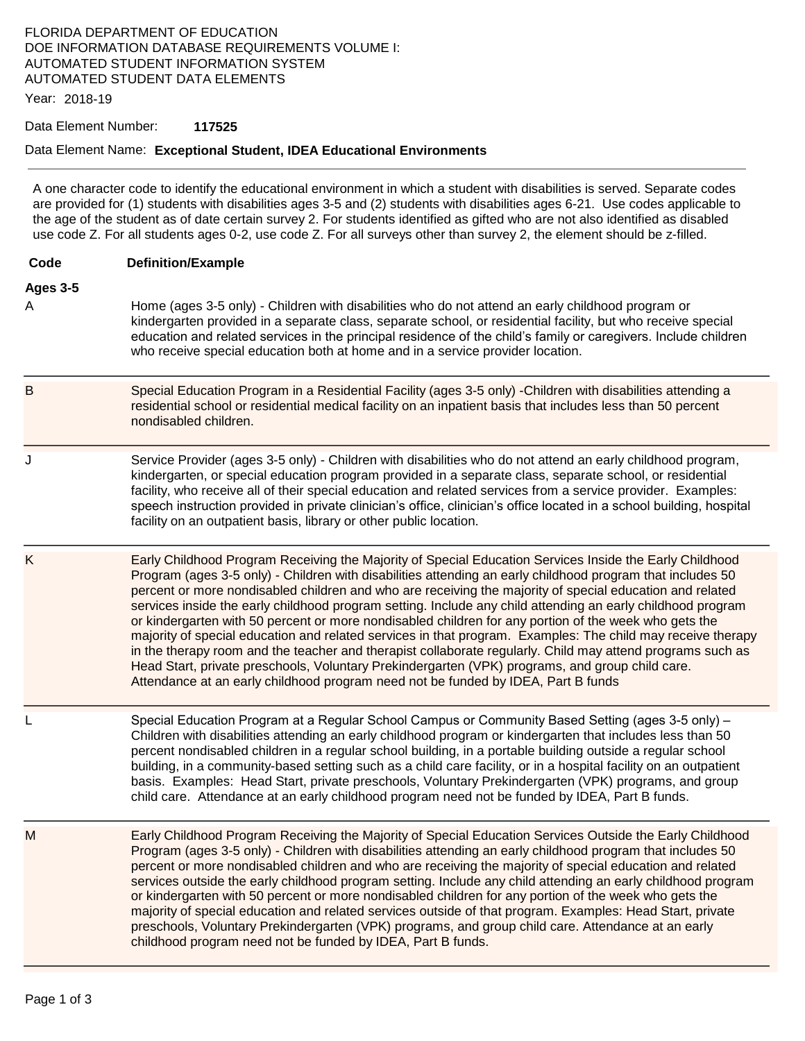FLORIDA DEPARTMENT OF EDUCATION
DOE INFORMATION DATABASE REQUIREMENTS VOLUME I:
AUTOMATED STUDENT INFORMATION SYSTEM
AUTOMATED STUDENT DATA ELEMENTS

Year: 2018-19

Data Element Number: **117525**

Data Element Name: **Exceptional Student, IDEA Educational Environments**

---

A one character code to identify the educational environment in which a student with disabilities is served. Separate codes are provided for (1) students with disabilities ages 3-5 and (2) students with disabilities ages 6-21. Use codes applicable to the age of the student as of date certain survey 2. For students identified as gifted who are not also identified as disabled use code Z. For all students ages 0-2, use code Z. For all surveys other than survey 2, the element should be z-filled.

| Code | Definition/Example |
|---|---|
| **Ages 3-5** | |
| A | Home (ages 3-5 only) - Children with disabilities who do not attend an early childhood program or kindergarten provided in a separate class, separate school, or residential facility, but who receive special education and related services in the principal residence of the child's family or caregivers. Include children who receive special education both at home and in a service provider location. |
| B | Special Education Program in a Residential Facility (ages 3-5 only) -Children with disabilities attending a residential school or residential medical facility on an inpatient basis that includes less than 50 percent nondisabled children. |
| J | Service Provider (ages 3-5 only) - Children with disabilities who do not attend an early childhood program, kindergarten, or special education program provided in a separate class, separate school, or residential facility, who receive all of their special education and related services from a service provider. Examples: speech instruction provided in private clinician's office, clinician's office located in a school building, hospital facility on an outpatient basis, library or other public location. |
| K | Early Childhood Program Receiving the Majority of Special Education Services Inside the Early Childhood Program (ages 3-5 only) - Children with disabilities attending an early childhood program that includes 50 percent or more nondisabled children and who are receiving the majority of special education and related services inside the early childhood program setting. Include any child attending an early childhood program or kindergarten with 50 percent or more nondisabled children for any portion of the week who gets the majority of special education and related services in that program. Examples: The child may receive therapy in the therapy room and the teacher and therapist collaborate regularly. Child may attend programs such as Head Start, private preschools, Voluntary Prekindergarten (VPK) programs, and group child care. Attendance at an early childhood program need not be funded by IDEA, Part B funds |
| L | Special Education Program at a Regular School Campus or Community Based Setting (ages 3-5 only) – Children with disabilities attending an early childhood program or kindergarten that includes less than 50 percent nondisabled children in a regular school building, in a portable building outside a regular school building, in a community-based setting such as a child care facility, or in a hospital facility on an outpatient basis. Examples: Head Start, private preschools, Voluntary Prekindergarten (VPK) programs, and group child care. Attendance at an early childhood program need not be funded by IDEA, Part B funds. |
| M | Early Childhood Program Receiving the Majority of Special Education Services Outside the Early Childhood Program (ages 3-5 only) - Children with disabilities attending an early childhood program that includes 50 percent or more nondisabled children and who are receiving the majority of special education and related services outside the early childhood program setting. Include any child attending an early childhood program or kindergarten with 50 percent or more nondisabled children for any portion of the week who gets the majority of special education and related services outside of that program. Examples: Head Start, private preschools, Voluntary Prekindergarten (VPK) programs, and group child care. Attendance at an early childhood program need not be funded by IDEA, Part B funds. |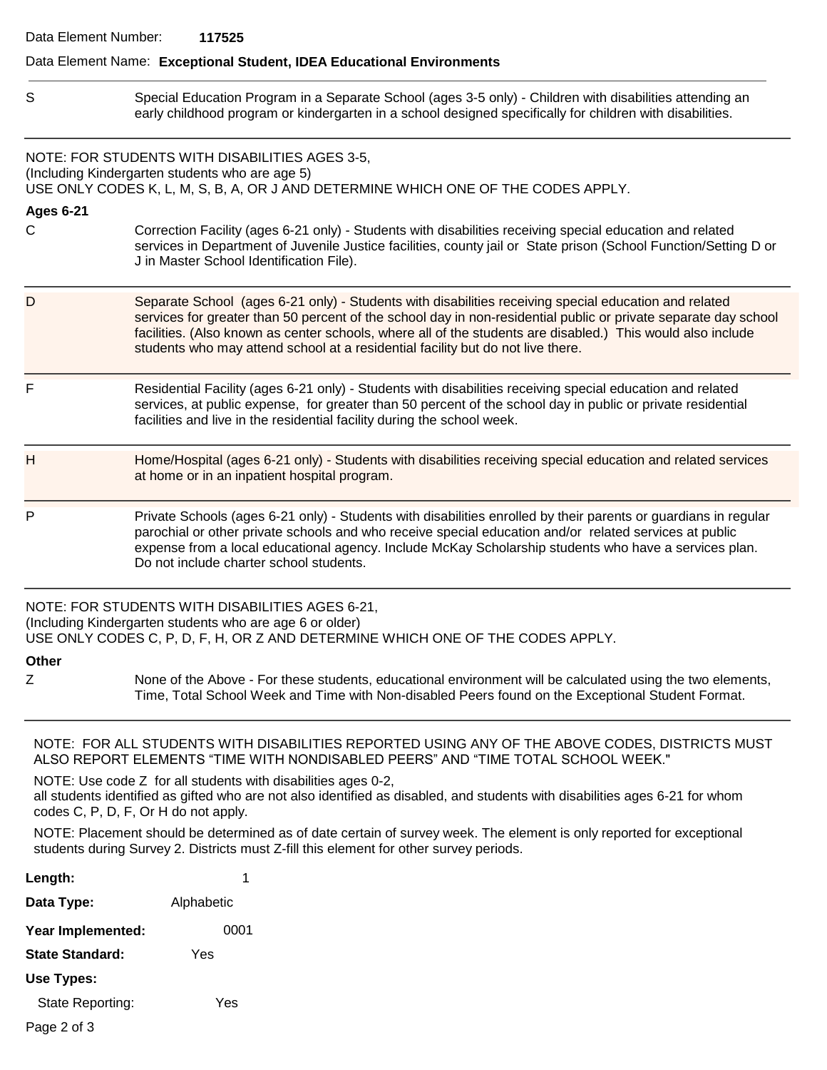Data Element Number: **117525**

Data Element Name: **Exceptional Student, IDEA Educational Environments**

| | |
|---|---|
| S | Special Education Program in a Separate School (ages 3-5 only) - Children with disabilities attending an early childhood program or kindergarten in a school designed specifically for children with disabilities. |

NOTE: FOR STUDENTS WITH DISABILITIES AGES 3-5,
(Including Kindergarten students who are age 5)
USE ONLY CODES K, L, M, S, B, A, OR J AND DETERMINE WHICH ONE OF THE CODES APPLY.

**Ages 6-21**

| | |
|---|---|
| C | Correction Facility (ages 6-21 only) - Students with disabilities receiving special education and related services in Department of Juvenile Justice facilities, county jail or State prison (School Function/Setting D or J in Master School Identification File). |
| D | Separate School (ages 6-21 only) - Students with disabilities receiving special education and related services for greater than 50 percent of the school day in non-residential public or private separate day school facilities. (Also known as center schools, where all of the students are disabled.) This would also include students who may attend school at a residential facility but do not live there. |
| F | Residential Facility (ages 6-21 only) - Students with disabilities receiving special education and related services, at public expense, for greater than 50 percent of the school day in public or private residential facilities and live in the residential facility during the school week. |
| H | Home/Hospital (ages 6-21 only) - Students with disabilities receiving special education and related services at home or in an inpatient hospital program. |
| P | Private Schools (ages 6-21 only) - Students with disabilities enrolled by their parents or guardians in regular parochial or other private schools and who receive special education and/or related services at public expense from a local educational agency. Include McKay Scholarship students who have a services plan. Do not include charter school students. |

NOTE: FOR STUDENTS WITH DISABILITIES AGES 6-21,
(Including Kindergarten students who are age 6 or older)
USE ONLY CODES C, P, D, F, H, OR Z AND DETERMINE WHICH ONE OF THE CODES APPLY.

**Other**

| | |
|---|---|
| Z | None of the Above - For these students, educational environment will be calculated using the two elements, Time, Total School Week and Time with Non-disabled Peers found on the Exceptional Student Format. |

NOTE: FOR ALL STUDENTS WITH DISABILITIES REPORTED USING ANY OF THE ABOVE CODES, DISTRICTS MUST ALSO REPORT ELEMENTS "TIME WITH NONDISABLED PEERS" AND "TIME TOTAL SCHOOL WEEK."

NOTE: Use code Z for all students with disabilities ages 0-2,
all students identified as gifted who are not also identified as disabled, and students with disabilities ages 6-21 for whom codes C, P, D, F, Or H do not apply.

NOTE: Placement should be determined as of date certain of survey week. The element is only reported for exceptional students during Survey 2. Districts must Z-fill this element for other survey periods.

**Length:** 1

**Data Type:** Alphabetic

**Year Implemented:** 0001

**State Standard:** Yes

**Use Types:**

State Reporting: Yes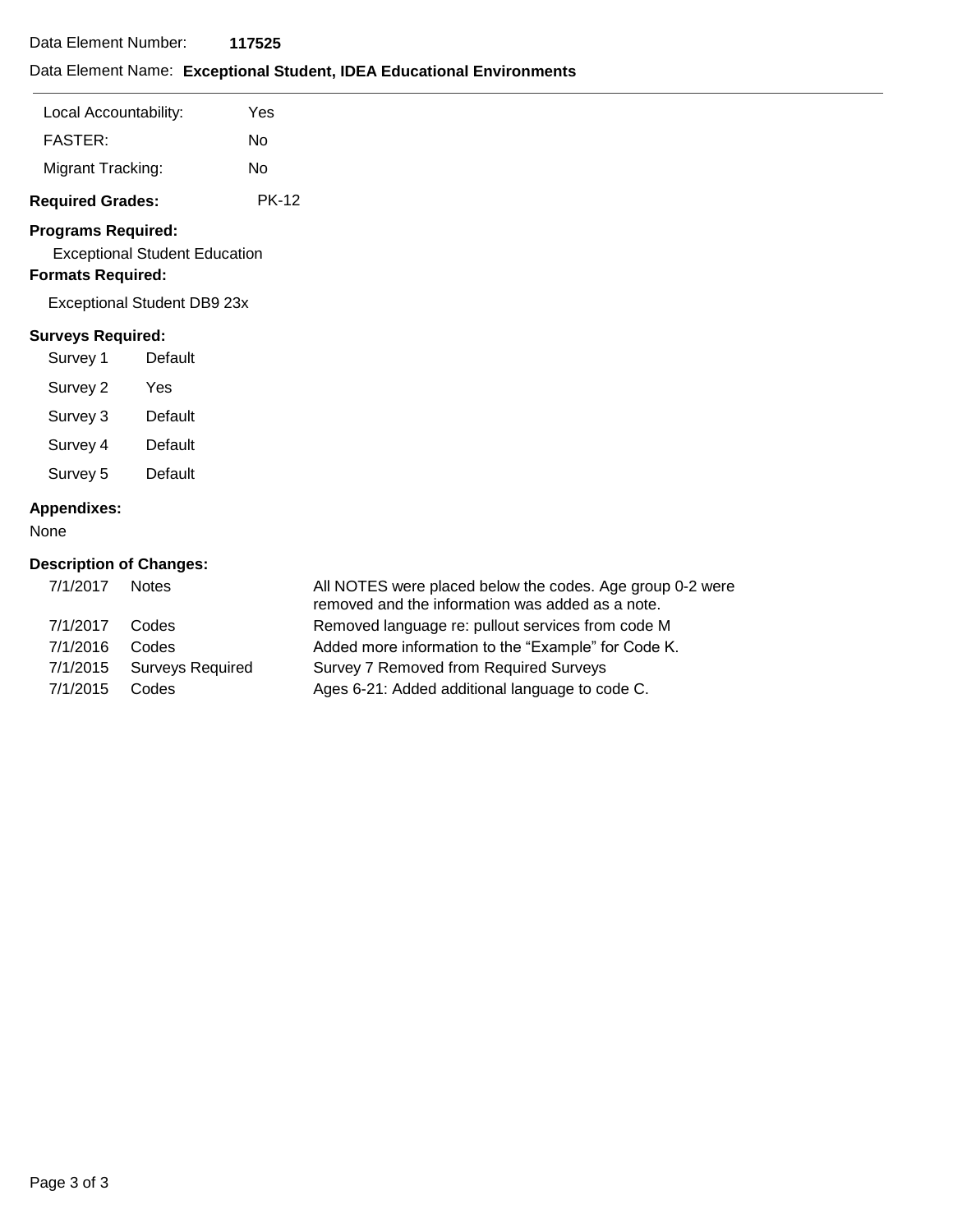Data Element Number: **117525**

Data Element Name: **Exceptional Student, IDEA Educational Environments**

| | |
|---|---|
| Local Accountability: | Yes |
| FASTER: | No |
| Migrant Tracking: | No |

**Required Grades:** PK-12

**Programs Required:**

Exceptional Student Education

**Formats Required:**

Exceptional Student DB9 23x

**Surveys Required:**

| | |
|---|---|
| Survey 1 | Default |
| Survey 2 | Yes |
| Survey 3 | Default |
| Survey 4 | Default |
| Survey 5 | Default |

**Appendixes:**

None

**Description of Changes:**

| | | |
|---|---|---|
| 7/1/2017 | Notes | All NOTES were placed below the codes. Age group 0-2 were removed and the information was added as a note. |
| 7/1/2017 | Codes | Removed language re: pullout services from code M |
| 7/1/2016 | Codes | Added more information to the "Example" for Code K. |
| 7/1/2015 | Surveys Required | Survey 7 Removed from Required Surveys |
| 7/1/2015 | Codes | Ages 6-21: Added additional language to code C. |